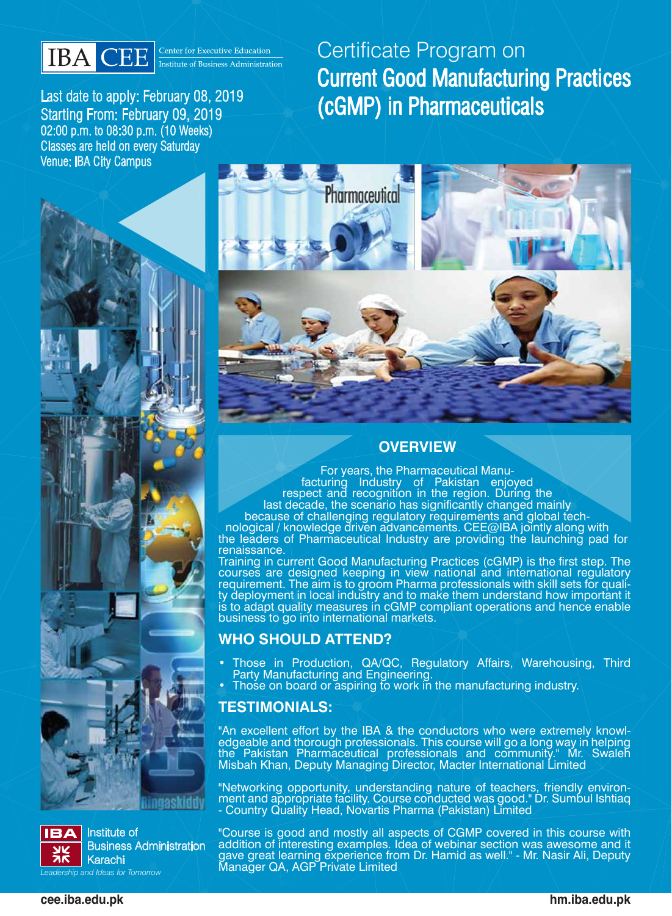IBA CEE Center for Executive Education Institute of Business Administration

# Certificate Program on Current Good Manufacturing Practices (cGMP) in Pharmaceuticals

Last date to apply: February 08, 2019
Starting From: February 09, 2019
02:00 p.m. to 08:30 p.m. (10 Weeks)
Classes are held on every Saturday
Venue: IBA City Campus

## OVERVIEW

For years, the Pharmaceutical Manufacturing Industry of Pakistan enjoyed respect and recognition in the region. During the last decade, the scenario has significantly changed mainly because of challenging regulatory requirements and global technological / knowledge driven advancements. CEE@IBA jointly along with the leaders of Pharmaceutical Industry are providing the launching pad for renaissance.

Training in current Good Manufacturing Practices (cGMP) is the first step. The courses are designed keeping in view national and international regulatory requirement. The aim is to groom Pharma professionals with skill sets for quality deployment in local industry and to make them understand how important it is to adapt quality measures in cGMP compliant operations and hence enable business to go into international markets.

## WHO SHOULD ATTEND?

- Those in Production, QA/QC, Regulatory Affairs, Warehousing, Third Party Manufacturing and Engineering.
- Those on board or aspiring to work in the manufacturing industry.

## TESTIMONIALS:

"An excellent effort by the IBA & the conductors who were extremely knowledgeable and thorough professionals. This course will go a long way in helping the Pakistan Pharmaceutical professionals and community." Mr. Swaleh Misbah Khan, Deputy Managing Director, Macter International Limited

"Networking opportunity, understanding nature of teachers, friendly environment and appropriate facility. Course conducted was good." Dr. Sumbul Ishtiaq - Country Quality Head, Novartis Pharma (Pakistan) Limited

"Course is good and mostly all aspects of CGMP covered in this course with addition of interesting examples. Idea of webinar section was awesome and it gave great learning experience from Dr. Hamid as well." - Mr. Nasir Ali, Deputy Manager QA, AGP Private Limited

IBA Institute of Business Administration Karachi
*Leadership and Ideas for Tomorrow*

cee.iba.edu.pk hm.iba.edu.pk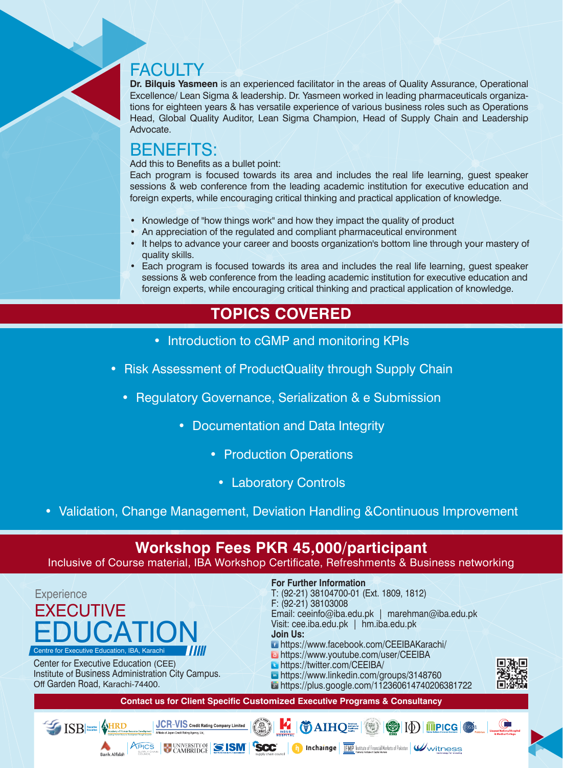## FACULTY

**Dr. Bilquis Yasmeen** is an experienced facilitator in the areas of Quality Assurance, Operational Excellence/ Lean Sigma & leadership. Dr. Yasmeen worked in leading pharmaceuticals organizations for eighteen years & has versatile experience of various business roles such as Operations Head, Global Quality Auditor, Lean Sigma Champion, Head of Supply Chain and Leadership Advocate.

## BENEFITS:

Add this to Benefits as a bullet point:
Each program is focused towards its area and includes the real life learning, guest speaker sessions & web conference from the leading academic institution for executive education and foreign experts, while encouraging critical thinking and practical application of knowledge.

- Knowledge of "how things work" and how they impact the quality of product
- An appreciation of the regulated and compliant pharmaceutical environment
- It helps to advance your career and boosts organization's bottom line through your mastery of quality skills.
- Each program is focused towards its area and includes the real life learning, guest speaker sessions & web conference from the leading academic institution for executive education and foreign experts, while encouraging critical thinking and practical application of knowledge.

## TOPICS COVERED

- Introduction to cGMP and monitoring KPIs
- Risk Assessment of ProductQuality through Supply Chain
- Regulatory Governance, Serialization & e Submission
- Documentation and Data Integrity
- Production Operations
- Laboratory Controls
- Validation, Change Management, Deviation Handling &Continuous Improvement

## Workshop Fees PKR 45,000/participant

Inclusive of Course material, IBA Workshop Certificate, Refreshments & Business networking

Experience
EXECUTIVE
EDUCATION
Centre for Executive Education, IBA, Karachi

Center for Executive Education (CEE)
Institute of Business Administration City Campus.
Off Garden Road, Karachi-74400.

**For Further Information**
T: (92-21) 38104700-01 (Ext. 1809, 1812)
F: (92-21) 38103008
Email: ceeinfo@iba.edu.pk | marehman@iba.edu.pk
Visit: cee.iba.edu.pk | hm.iba.edu.pk

**Join Us:**
https://www.facebook.com/CEEIBAKarachi/
https://www.youtube.com/user/CEEIBA
https://twitter.com/CEEIBA/
https://www.linkedin.com/groups/3148760
https://plus.google.com/112360614740206381722

**Contact us for Client Specific Customized Executive Programs & Consultancy**